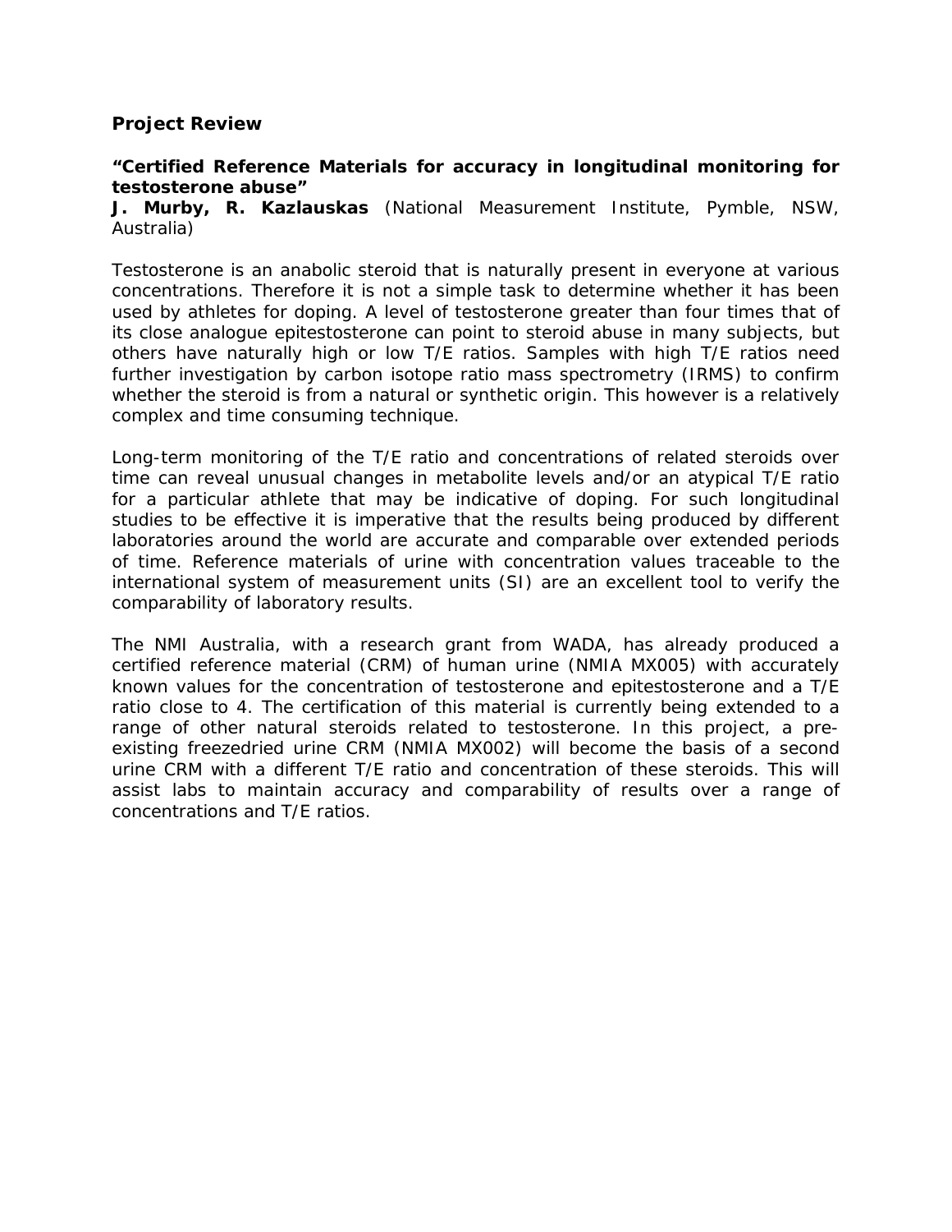**Project Review**

***"Certified Reference Materials for accuracy in longitudinal monitoring for testosterone abuse"***

**J. Murby, R. Kazlauskas** (National Measurement Institute, Pymble, NSW, Australia)

Testosterone is an anabolic steroid that is naturally present in everyone at various concentrations. Therefore it is not a simple task to determine whether it has been used by athletes for doping. A level of testosterone greater than four times that of its close analogue epitestosterone can point to steroid abuse in many subjects, but others have naturally high or low T/E ratios. Samples with high T/E ratios need further investigation by carbon isotope ratio mass spectrometry (IRMS) to confirm whether the steroid is from a natural or synthetic origin. This however is a relatively complex and time consuming technique.

Long-term monitoring of the T/E ratio and concentrations of related steroids over time can reveal unusual changes in metabolite levels and/or an atypical T/E ratio for a particular athlete that may be indicative of doping. For such longitudinal studies to be effective it is imperative that the results being produced by different laboratories around the world are accurate and comparable over extended periods of time. Reference materials of urine with concentration values traceable to the international system of measurement units (SI) are an excellent tool to verify the comparability of laboratory results.

The NMI Australia, with a research grant from WADA, has already produced a certified reference material (CRM) of human urine (NMIA MX005) with accurately known values for the concentration of testosterone and epitestosterone and a T/E ratio close to 4. The certification of this material is currently being extended to a range of other natural steroids related to testosterone. In this project, a pre-existing freezedried urine CRM (NMIA MX002) will become the basis of a second urine CRM with a different T/E ratio and concentration of these steroids. This will assist labs to maintain accuracy and comparability of results over a range of concentrations and T/E ratios.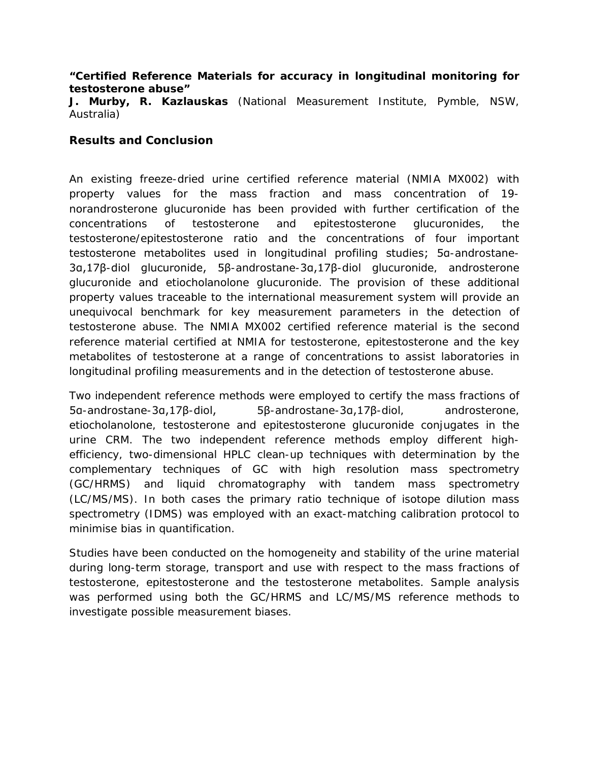**"Certified Reference Materials for accuracy in longitudinal monitoring for testosterone abuse"**

**J. Murby, R. Kazlauskas** (National Measurement Institute, Pymble, NSW, Australia)

## Results and Conclusion

An existing freeze-dried urine certified reference material (NMIA MX002) with property values for the mass fraction and mass concentration of 19-norandrosterone glucuronide has been provided with further certification of the concentrations of testosterone and epitestosterone glucuronides, the testosterone/epitestosterone ratio and the concentrations of four important testosterone metabolites used in longitudinal profiling studies; 5α-androstane-3α,17β-diol glucuronide, 5β-androstane-3α,17β-diol glucuronide, androsterone glucuronide and etiocholanolone glucuronide. The provision of these additional property values traceable to the international measurement system will provide an unequivocal benchmark for key measurement parameters in the detection of testosterone abuse. The NMIA MX002 certified reference material is the second reference material certified at NMIA for testosterone, epitestosterone and the key metabolites of testosterone at a range of concentrations to assist laboratories in longitudinal profiling measurements and in the detection of testosterone abuse.

Two independent reference methods were employed to certify the mass fractions of 5α-androstane-3α,17β-diol, 5β-androstane-3α,17β-diol, androsterone, etiocholanolone, testosterone and epitestosterone glucuronide conjugates in the urine CRM. The two independent reference methods employ different high-efficiency, two-dimensional HPLC clean-up techniques with determination by the complementary techniques of GC with high resolution mass spectrometry (GC/HRMS) and liquid chromatography with tandem mass spectrometry (LC/MS/MS). In both cases the primary ratio technique of isotope dilution mass spectrometry (IDMS) was employed with an exact-matching calibration protocol to minimise bias in quantification.

Studies have been conducted on the homogeneity and stability of the urine material during long-term storage, transport and use with respect to the mass fractions of testosterone, epitestosterone and the testosterone metabolites. Sample analysis was performed using both the GC/HRMS and LC/MS/MS reference methods to investigate possible measurement biases.